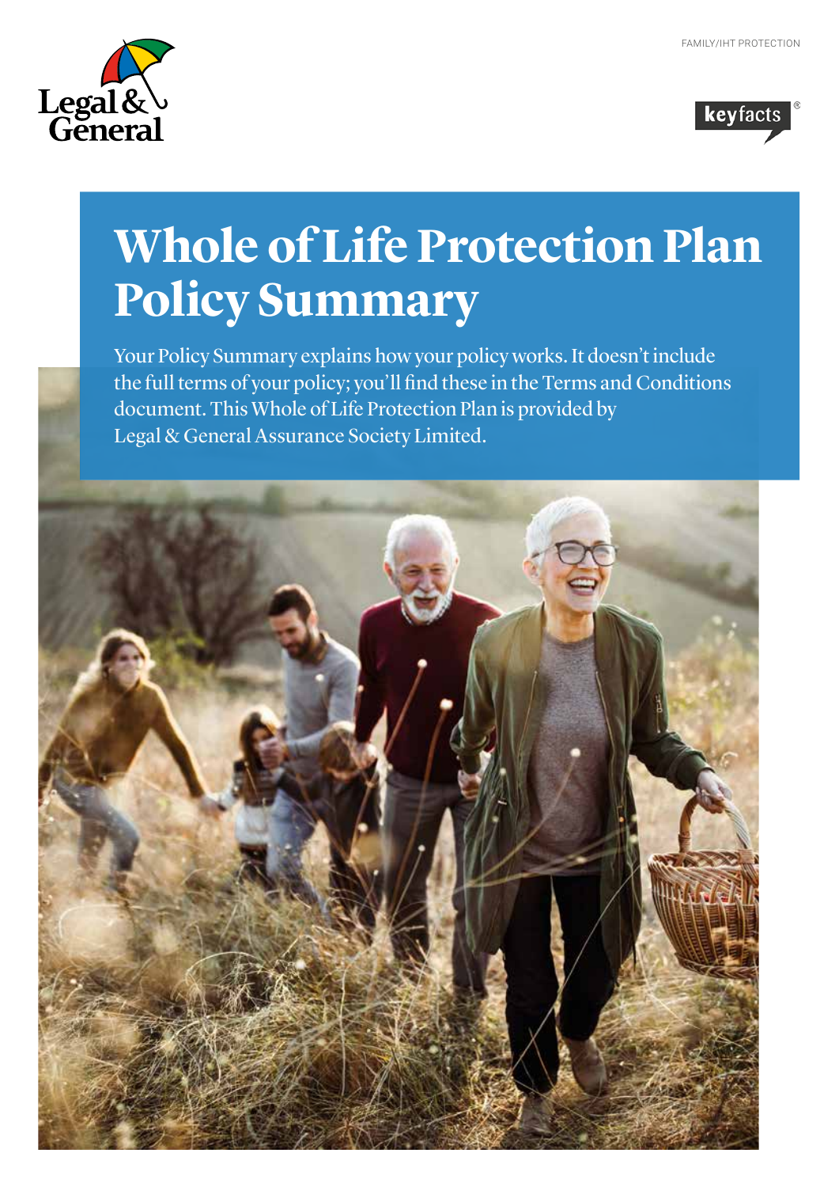FAMILY/IHT PROTECTION

Legal & General

keyfacts®

# Whole of Life Protection Plan Policy Summary

Your Policy Summary explains how your policy works. It doesn't include the full terms of your policy; you'll find these in the Terms and Conditions document. This Whole of Life Protection Plan is provided by Legal & General Assurance Society Limited.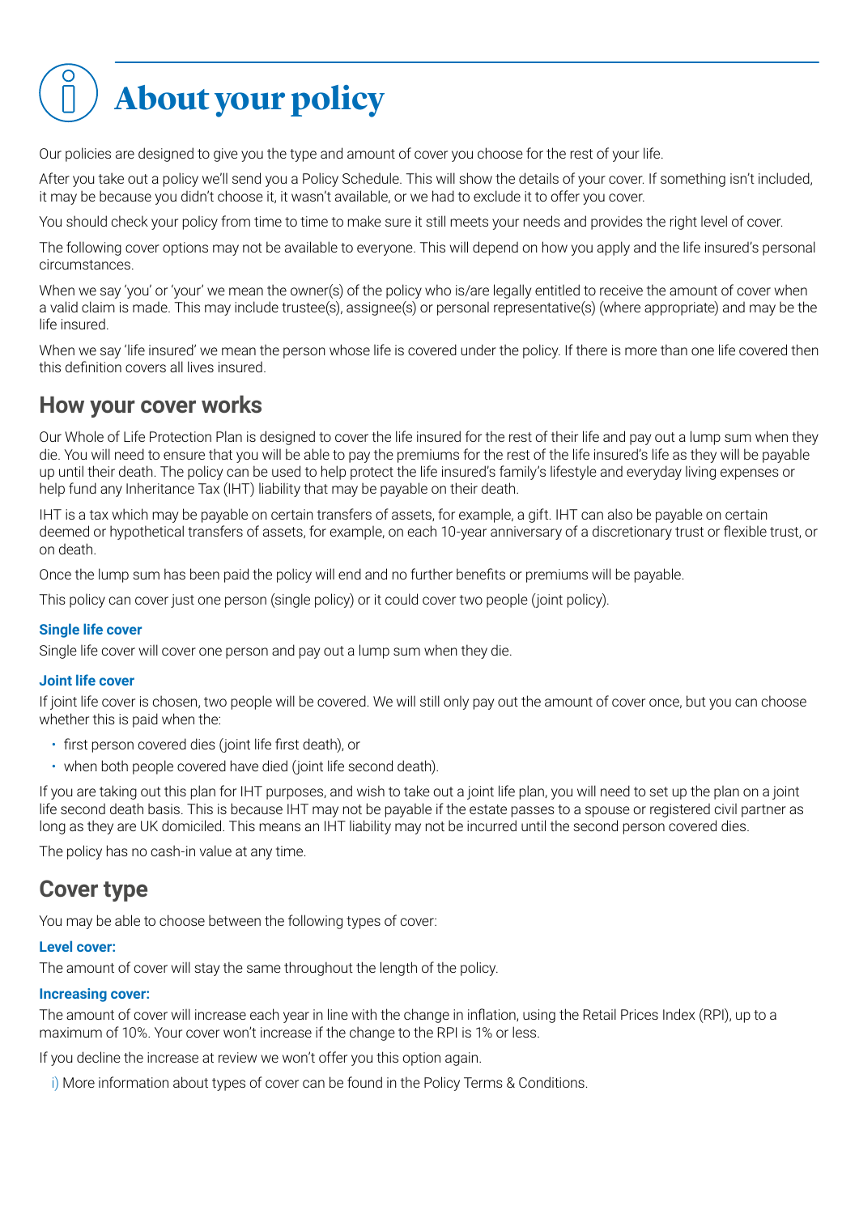# About your policy

Our policies are designed to give you the type and amount of cover you choose for the rest of your life.

After you take out a policy we'll send you a Policy Schedule. This will show the details of your cover. If something isn't included, it may be because you didn't choose it, it wasn't available, or we had to exclude it to offer you cover.

You should check your policy from time to time to make sure it still meets your needs and provides the right level of cover.

The following cover options may not be available to everyone. This will depend on how you apply and the life insured's personal circumstances.

When we say 'you' or 'your' we mean the owner(s) of the policy who is/are legally entitled to receive the amount of cover when a valid claim is made. This may include trustee(s), assignee(s) or personal representative(s) (where appropriate) and may be the life insured.

When we say 'life insured' we mean the person whose life is covered under the policy. If there is more than one life covered then this definition covers all lives insured.

## How your cover works

Our Whole of Life Protection Plan is designed to cover the life insured for the rest of their life and pay out a lump sum when they die. You will need to ensure that you will be able to pay the premiums for the rest of the life insured's life as they will be payable up until their death. The policy can be used to help protect the life insured's family's lifestyle and everyday living expenses or help fund any Inheritance Tax (IHT) liability that may be payable on their death.

IHT is a tax which may be payable on certain transfers of assets, for example, a gift. IHT can also be payable on certain deemed or hypothetical transfers of assets, for example, on each 10-year anniversary of a discretionary trust or flexible trust, or on death.

Once the lump sum has been paid the policy will end and no further benefits or premiums will be payable.

This policy can cover just one person (single policy) or it could cover two people (joint policy).

### Single life cover

Single life cover will cover one person and pay out a lump sum when they die.

### Joint life cover

If joint life cover is chosen, two people will be covered. We will still only pay out the amount of cover once, but you can choose whether this is paid when the:

- first person covered dies (joint life first death), or
- when both people covered have died (joint life second death).

If you are taking out this plan for IHT purposes, and wish to take out a joint life plan, you will need to set up the plan on a joint life second death basis. This is because IHT may not be payable if the estate passes to a spouse or registered civil partner as long as they are UK domiciled. This means an IHT liability may not be incurred until the second person covered dies.

The policy has no cash-in value at any time.

## Cover type

You may be able to choose between the following types of cover:

### Level cover:

The amount of cover will stay the same throughout the length of the policy.

### Increasing cover:

The amount of cover will increase each year in line with the change in inflation, using the Retail Prices Index (RPI), up to a maximum of 10%. Your cover won't increase if the change to the RPI is 1% or less.

If you decline the increase at review we won't offer you this option again.

i) More information about types of cover can be found in the Policy Terms & Conditions.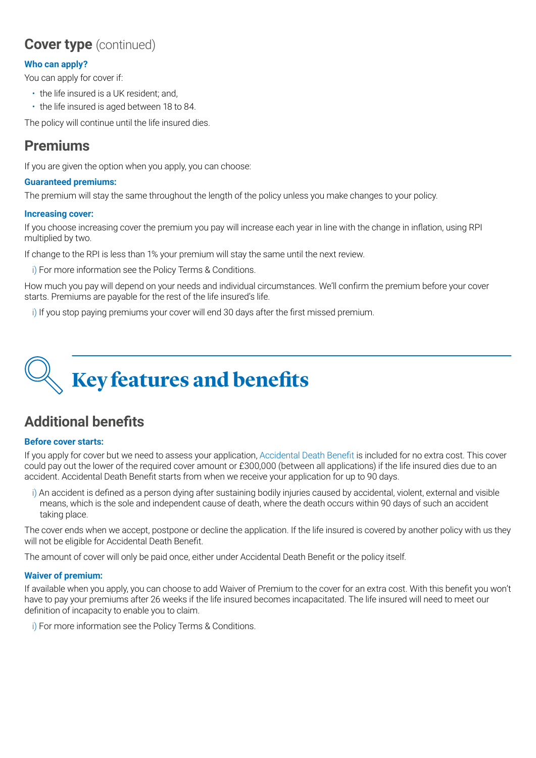## Cover type (continued)

**Who can apply?**

You can apply for cover if:

- the life insured is a UK resident; and,
- the life insured is aged between 18 to 84.

The policy will continue until the life insured dies.

## Premiums

If you are given the option when you apply, you can choose:

**Guaranteed premiums:**

The premium will stay the same throughout the length of the policy unless you make changes to your policy.

**Increasing cover:**

If you choose increasing cover the premium you pay will increase each year in line with the change in inflation, using RPI multiplied by two.

If change to the RPI is less than 1% your premium will stay the same until the next review.

i) For more information see the Policy Terms & Conditions.

How much you pay will depend on your needs and individual circumstances. We'll confirm the premium before your cover starts. Premiums are payable for the rest of the life insured's life.

i) If you stop paying premiums your cover will end 30 days after the first missed premium.

# Key features and benefits

## Additional benefits

**Before cover starts:**

If you apply for cover but we need to assess your application, Accidental Death Benefit is included for no extra cost. This cover could pay out the lower of the required cover amount or £300,000 (between all applications) if the life insured dies due to an accident. Accidental Death Benefit starts from when we receive your application for up to 90 days.

i) An accident is defined as a person dying after sustaining bodily injuries caused by accidental, violent, external and visible means, which is the sole and independent cause of death, where the death occurs within 90 days of such an accident taking place.

The cover ends when we accept, postpone or decline the application. If the life insured is covered by another policy with us they will not be eligible for Accidental Death Benefit.

The amount of cover will only be paid once, either under Accidental Death Benefit or the policy itself.

**Waiver of premium:**

If available when you apply, you can choose to add Waiver of Premium to the cover for an extra cost. With this benefit you won't have to pay your premiums after 26 weeks if the life insured becomes incapacitated. The life insured will need to meet our definition of incapacity to enable you to claim.

i) For more information see the Policy Terms & Conditions.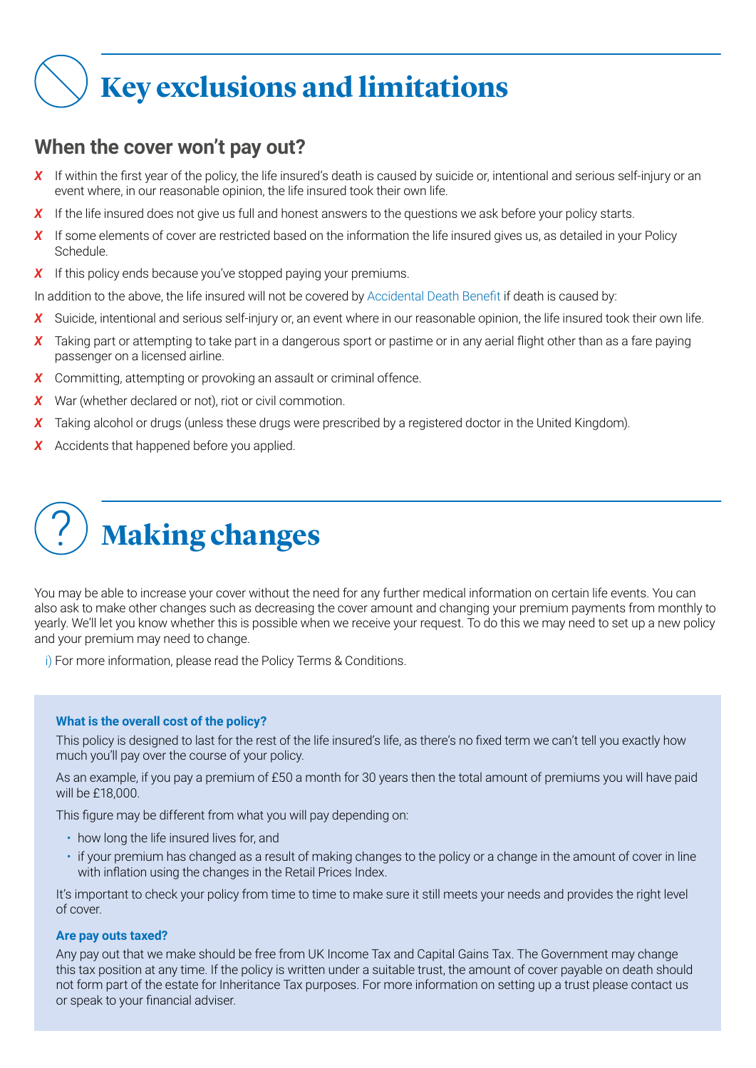# Key exclusions and limitations

## When the cover won't pay out?

- ✗ If within the first year of the policy, the life insured's death is caused by suicide or, intentional and serious self-injury or an event where, in our reasonable opinion, the life insured took their own life.
- ✗ If the life insured does not give us full and honest answers to the questions we ask before your policy starts.
- ✗ If some elements of cover are restricted based on the information the life insured gives us, as detailed in your Policy Schedule.
- ✗ If this policy ends because you've stopped paying your premiums.

In addition to the above, the life insured will not be covered by Accidental Death Benefit if death is caused by:

- ✗ Suicide, intentional and serious self-injury or, an event where in our reasonable opinion, the life insured took their own life.
- ✗ Taking part or attempting to take part in a dangerous sport or pastime or in any aerial flight other than as a fare paying passenger on a licensed airline.
- ✗ Committing, attempting or provoking an assault or criminal offence.
- ✗ War (whether declared or not), riot or civil commotion.
- ✗ Taking alcohol or drugs (unless these drugs were prescribed by a registered doctor in the United Kingdom).
- ✗ Accidents that happened before you applied.

# Making changes

You may be able to increase your cover without the need for any further medical information on certain life events. You can also ask to make other changes such as decreasing the cover amount and changing your premium payments from monthly to yearly. We'll let you know whether this is possible when we receive your request. To do this we may need to set up a new policy and your premium may need to change.

i) For more information, please read the Policy Terms & Conditions.

**What is the overall cost of the policy?**

This policy is designed to last for the rest of the life insured's life, as there's no fixed term we can't tell you exactly how much you'll pay over the course of your policy.

As an example, if you pay a premium of £50 a month for 30 years then the total amount of premiums you will have paid will be £18,000.

This figure may be different from what you will pay depending on:

- how long the life insured lives for, and
- if your premium has changed as a result of making changes to the policy or a change in the amount of cover in line with inflation using the changes in the Retail Prices Index.

It's important to check your policy from time to time to make sure it still meets your needs and provides the right level of cover.

**Are pay outs taxed?**

Any pay out that we make should be free from UK Income Tax and Capital Gains Tax. The Government may change this tax position at any time. If the policy is written under a suitable trust, the amount of cover payable on death should not form part of the estate for Inheritance Tax purposes. For more information on setting up a trust please contact us or speak to your financial adviser.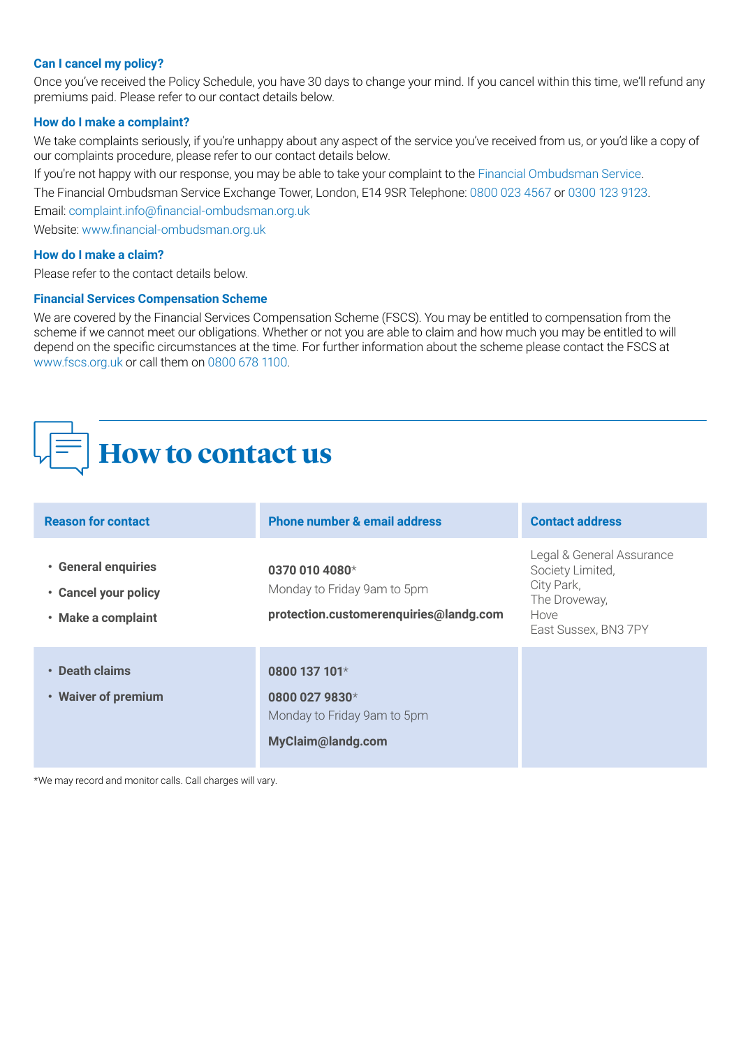### Can I cancel my policy?

Once you've received the Policy Schedule, you have 30 days to change your mind. If you cancel within this time, we'll refund any premiums paid. Please refer to our contact details below.

### How do I make a complaint?

We take complaints seriously, if you're unhappy about any aspect of the service you've received from us, or you'd like a copy of our complaints procedure, please refer to our contact details below.

If you're not happy with our response, you may be able to take your complaint to the Financial Ombudsman Service.

The Financial Ombudsman Service Exchange Tower, London, E14 9SR Telephone: 0800 023 4567 or 0300 123 9123.

Email: complaint.info@financial-ombudsman.org.uk

Website: www.financial-ombudsman.org.uk

### How do I make a claim?

Please refer to the contact details below.

### Financial Services Compensation Scheme

We are covered by the Financial Services Compensation Scheme (FSCS). You may be entitled to compensation from the scheme if we cannot meet our obligations. Whether or not you are able to claim and how much you may be entitled to will depend on the specific circumstances at the time. For further information about the scheme please contact the FSCS at www.fscs.org.uk or call them on 0800 678 1100.

# How to contact us

| Reason for contact | Phone number & email address | Contact address |
|---|---|---|
| • **General enquiries**<br>• **Cancel your policy**<br>• **Make a complaint** | **0370 010 4080***<br>Monday to Friday 9am to 5pm<br>**protection.customerenquiries@landg.com** | Legal & General Assurance Society Limited,<br>City Park,<br>The Droveway,<br>Hove<br>East Sussex, BN3 7PY |
| • **Death claims**<br>• **Waiver of premium** | **0800 137 101***<br>**0800 027 9830***<br>Monday to Friday 9am to 5pm<br>**MyClaim@landg.com** | |

*We may record and monitor calls. Call charges will vary.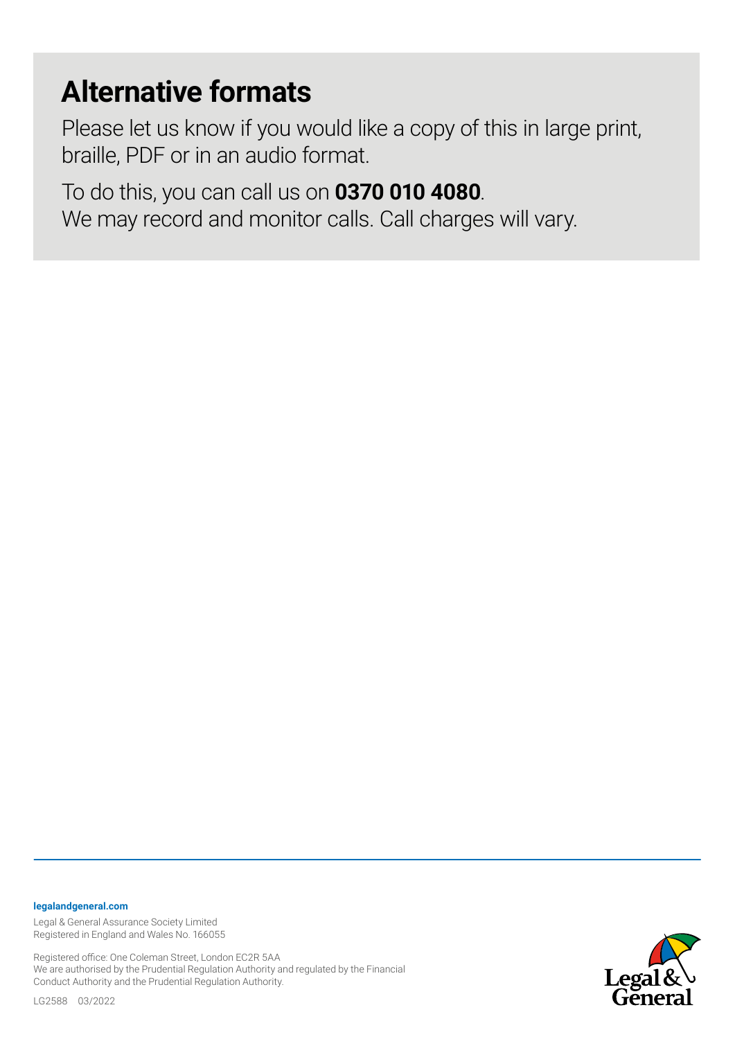# Alternative formats

Please let us know if you would like a copy of this in large print, braille, PDF or in an audio format.

To do this, you can call us on **0370 010 4080**.
We may record and monitor calls. Call charges will vary.

**legalandgeneral.com**

Legal & General Assurance Society Limited
Registered in England and Wales No. 166055

Registered office: One Coleman Street, London EC2R 5AA
We are authorised by the Prudential Regulation Authority and regulated by the Financial Conduct Authority and the Prudential Regulation Authority.

LG2588 03/2022